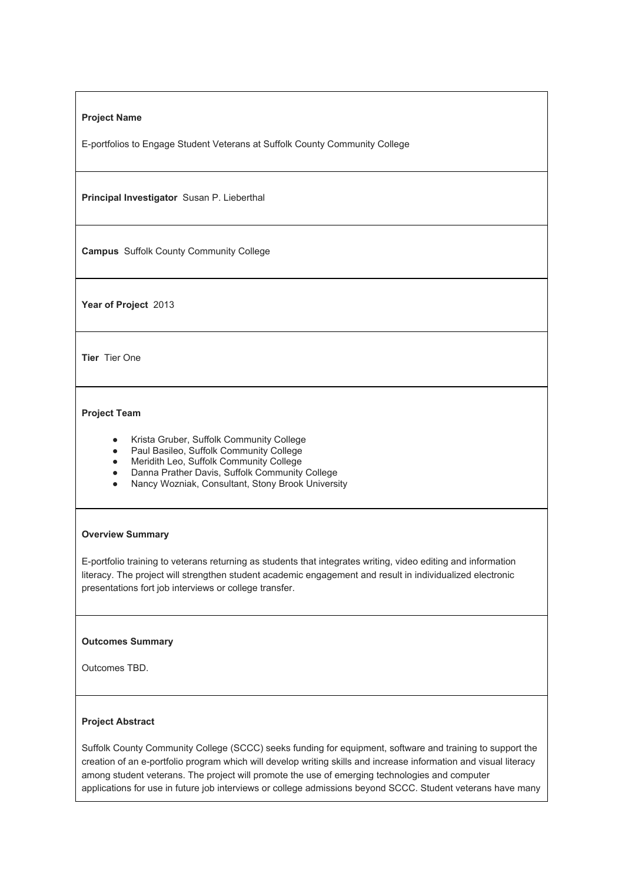**Project Name**

E-portfolios to Engage Student Veterans at Suffolk County Community College

**Principal Investigator** Susan P. Lieberthal

**Campus** Suffolk County Community College

**Year of Project** 2013

**Tier** Tier One

**Project Team**

- Krista Gruber, Suffolk Community College
- Paul Basileo, Suffolk Community College
- Meridith Leo, Suffolk Community College
- Danna Prather Davis, Suffolk Community College
- Nancy Wozniak, Consultant, Stony Brook University

**Overview Summary**

E-portfolio training to veterans returning as students that integrates writing, video editing and information literacy. The project will strengthen student academic engagement and result in individualized electronic presentations fort job interviews or college transfer.

**Outcomes Summary**

Outcomes TBD.

**Project Abstract**

Suffolk County Community College (SCCC) seeks funding for equipment, software and training to support the creation of an e-portfolio program which will develop writing skills and increase information and visual literacy among student veterans. The project will promote the use of emerging technologies and computer applications for use in future job interviews or college admissions beyond SCCC. Student veterans have many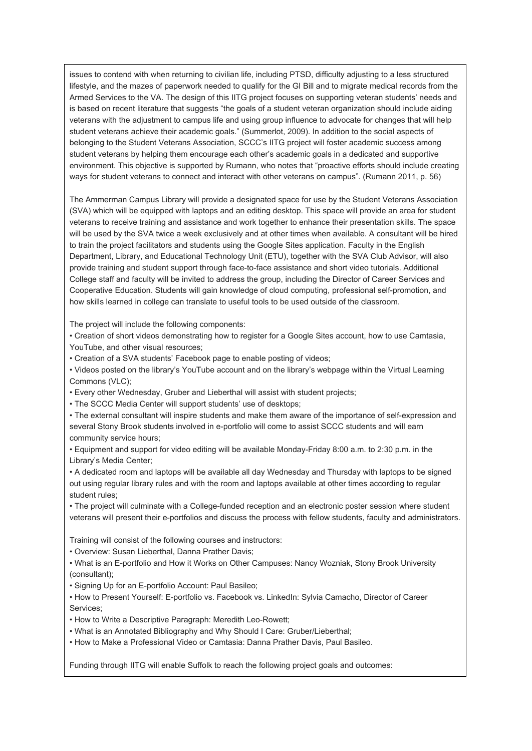issues to contend with when returning to civilian life, including PTSD, difficulty adjusting to a less structured lifestyle, and the mazes of paperwork needed to qualify for the GI Bill and to migrate medical records from the Armed Services to the VA. The design of this IITG project focuses on supporting veteran students' needs and is based on recent literature that suggests "the goals of a student veteran organization should include aiding veterans with the adjustment to campus life and using group influence to advocate for changes that will help student veterans achieve their academic goals." (Summerlot, 2009). In addition to the social aspects of belonging to the Student Veterans Association, SCCC's IITG project will foster academic success among student veterans by helping them encourage each other's academic goals in a dedicated and supportive environment. This objective is supported by Rumann, who notes that "proactive efforts should include creating ways for student veterans to connect and interact with other veterans on campus". (Rumann 2011, p. 56)

The Ammerman Campus Library will provide a designated space for use by the Student Veterans Association (SVA) which will be equipped with laptops and an editing desktop. This space will provide an area for student veterans to receive training and assistance and work together to enhance their presentation skills. The space will be used by the SVA twice a week exclusively and at other times when available. A consultant will be hired to train the project facilitators and students using the Google Sites application. Faculty in the English Department, Library, and Educational Technology Unit (ETU), together with the SVA Club Advisor, will also provide training and student support through face-to-face assistance and short video tutorials. Additional College staff and faculty will be invited to address the group, including the Director of Career Services and Cooperative Education. Students will gain knowledge of cloud computing, professional self-promotion, and how skills learned in college can translate to useful tools to be used outside of the classroom.

The project will include the following components:

- Creation of short videos demonstrating how to register for a Google Sites account, how to use Camtasia, YouTube, and other visual resources;
- Creation of a SVA students' Facebook page to enable posting of videos;
- Videos posted on the library's YouTube account and on the library's webpage within the Virtual Learning Commons (VLC);
- Every other Wednesday, Gruber and Lieberthal will assist with student projects;
- The SCCC Media Center will support students' use of desktops;
- The external consultant will inspire students and make them aware of the importance of self-expression and several Stony Brook students involved in e-portfolio will come to assist SCCC students and will earn community service hours;
- Equipment and support for video editing will be available Monday-Friday 8:00 a.m. to 2:30 p.m. in the Library's Media Center;
- A dedicated room and laptops will be available all day Wednesday and Thursday with laptops to be signed out using regular library rules and with the room and laptops available at other times according to regular student rules;
- The project will culminate with a College-funded reception and an electronic poster session where student veterans will present their e-portfolios and discuss the process with fellow students, faculty and administrators.

Training will consist of the following courses and instructors:

- Overview: Susan Lieberthal, Danna Prather Davis;
- What is an E-portfolio and How it Works on Other Campuses: Nancy Wozniak, Stony Brook University (consultant);
- Signing Up for an E-portfolio Account: Paul Basileo;
- How to Present Yourself: E-portfolio vs. Facebook vs. LinkedIn: Sylvia Camacho, Director of Career Services;
- How to Write a Descriptive Paragraph: Meredith Leo-Rowett;
- What is an Annotated Bibliography and Why Should I Care: Gruber/Lieberthal;
- How to Make a Professional Video or Camtasia: Danna Prather Davis, Paul Basileo.

Funding through IITG will enable Suffolk to reach the following project goals and outcomes: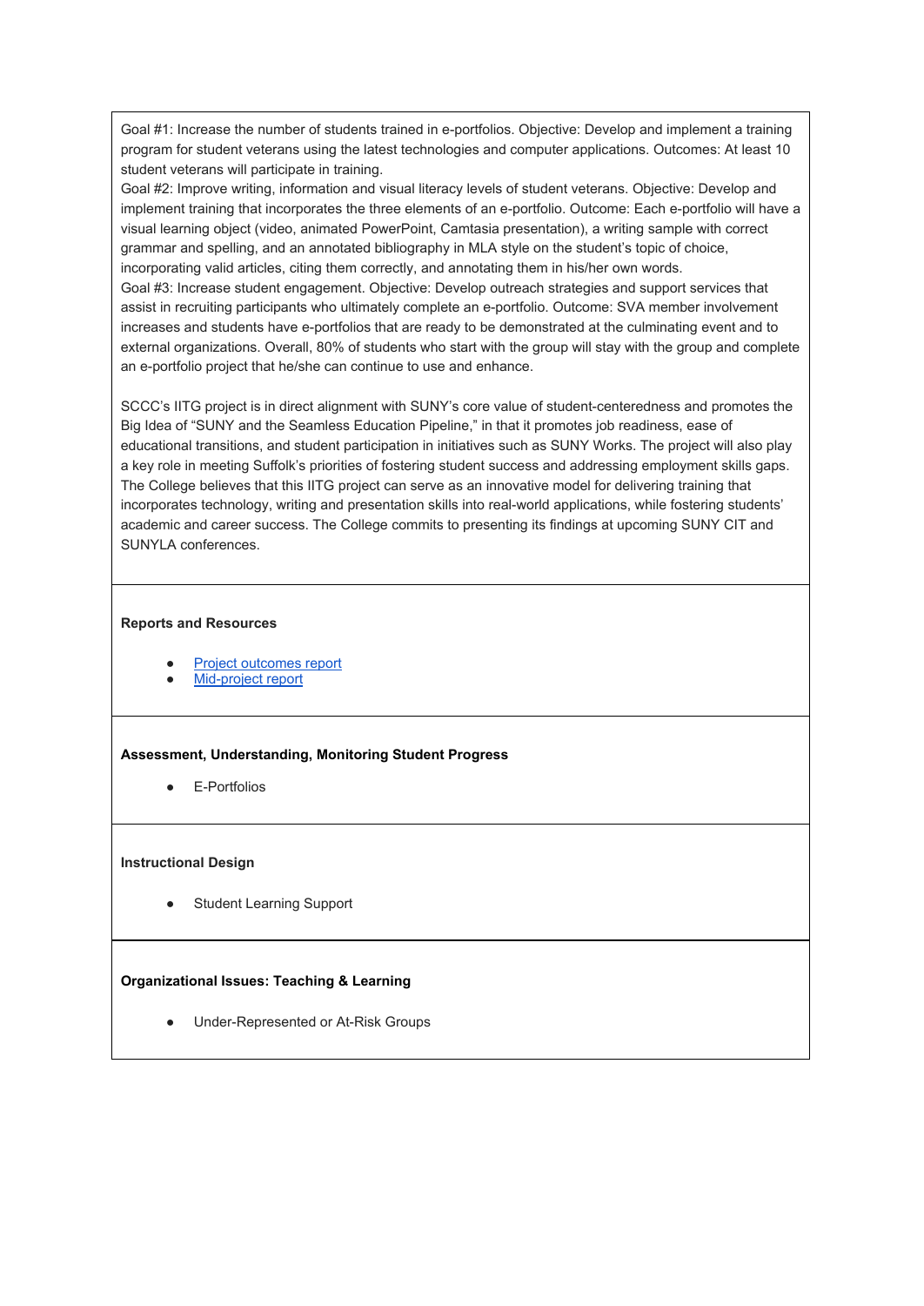Goal #1: Increase the number of students trained in e-portfolios. Objective: Develop and implement a training program for student veterans using the latest technologies and computer applications. Outcomes: At least 10 student veterans will participate in training.

Goal #2: Improve writing, information and visual literacy levels of student veterans. Objective: Develop and implement training that incorporates the three elements of an e-portfolio. Outcome: Each e-portfolio will have a visual learning object (video, animated PowerPoint, Camtasia presentation), a writing sample with correct grammar and spelling, and an annotated bibliography in MLA style on the student's topic of choice, incorporating valid articles, citing them correctly, and annotating them in his/her own words.

Goal #3: Increase student engagement. Objective: Develop outreach strategies and support services that assist in recruiting participants who ultimately complete an e-portfolio. Outcome: SVA member involvement increases and students have e-portfolios that are ready to be demonstrated at the culminating event and to external organizations. Overall, 80% of students who start with the group will stay with the group and complete an e-portfolio project that he/she can continue to use and enhance.

SCCC's IITG project is in direct alignment with SUNY's core value of student-centeredness and promotes the Big Idea of "SUNY and the Seamless Education Pipeline," in that it promotes job readiness, ease of educational transitions, and student participation in initiatives such as SUNY Works. The project will also play a key role in meeting Suffolk's priorities of fostering student success and addressing employment skills gaps. The College believes that this IITG project can serve as an innovative model for delivering training that incorporates technology, writing and presentation skills into real-world applications, while fostering students' academic and career success. The College commits to presenting its findings at upcoming SUNY CIT and SUNYLA conferences.

**Reports and Resources**

- Project outcomes report
- Mid-project report

**Assessment, Understanding, Monitoring Student Progress**

- E-Portfolios

**Instructional Design**

- Student Learning Support

**Organizational Issues: Teaching & Learning**

- Under-Represented or At-Risk Groups